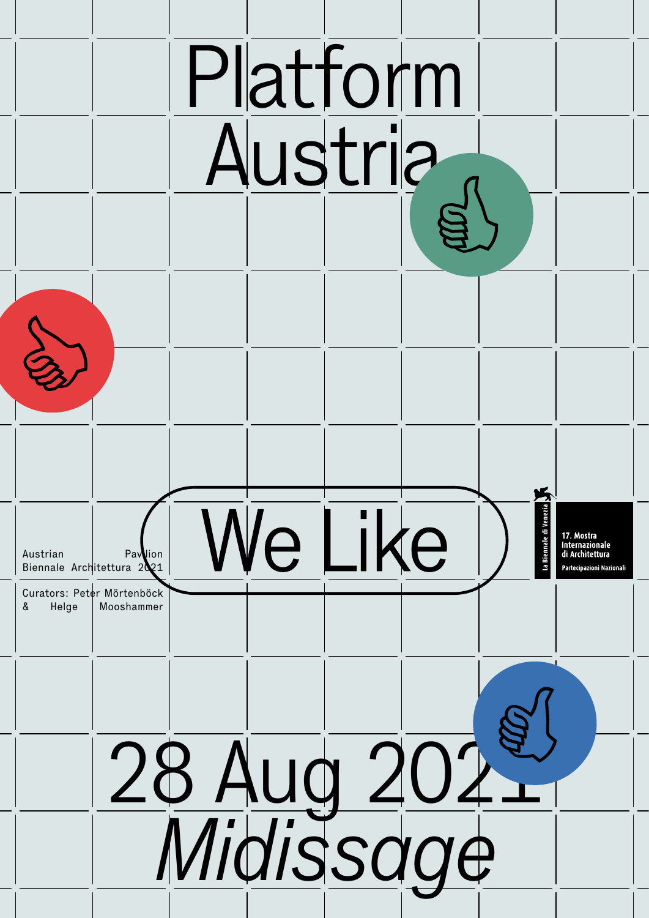# Platform Austria

## We Like

Austrian Pavilion
Biennale Architettura 2021

Curators: Peter Mörtenböck & Helge Mooshammer

La Biennale di Venezia

17. Mostra Internazionale di Architettura

Partecipazioni Nazionali

# 28 Aug 2021

# *Midissage*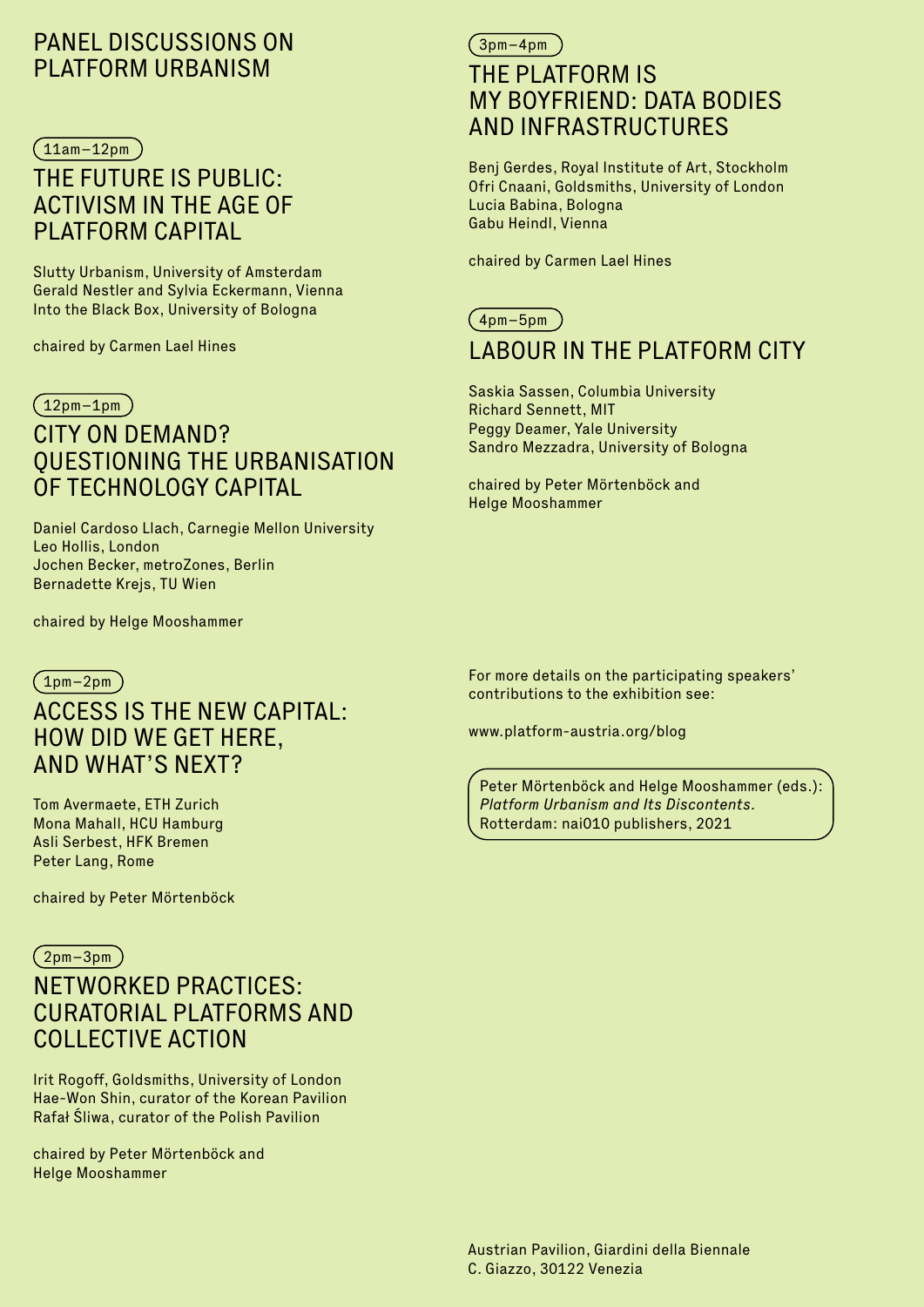# PANEL DISCUSSIONS ON PLATFORM URBANISM

11am–12pm

## THE FUTURE IS PUBLIC: ACTIVISM IN THE AGE OF PLATFORM CAPITAL

Slutty Urbanism, University of Amsterdam
Gerald Nestler and Sylvia Eckermann, Vienna
Into the Black Box, University of Bologna

chaired by Carmen Lael Hines

12pm–1pm

## CITY ON DEMAND? QUESTIONING THE URBANISATION OF TECHNOLOGY CAPITAL

Daniel Cardoso Llach, Carnegie Mellon University
Leo Hollis, London
Jochen Becker, metroZones, Berlin
Bernadette Krejs, TU Wien

chaired by Helge Mooshammer

1pm–2pm

## ACCESS IS THE NEW CAPITAL: HOW DID WE GET HERE, AND WHAT'S NEXT?

Tom Avermaete, ETH Zurich
Mona Mahall, HCU Hamburg
Asli Serbest, HFK Bremen
Peter Lang, Rome

chaired by Peter Mörtenböck

2pm–3pm

## NETWORKED PRACTICES: CURATORIAL PLATFORMS AND COLLECTIVE ACTION

Irit Rogoff, Goldsmiths, University of London
Hae-Won Shin, curator of the Korean Pavilion
Rafał Śliwa, curator of the Polish Pavilion

chaired by Peter Mörtenböck and Helge Mooshammer

3pm–4pm

## THE PLATFORM IS MY BOYFRIEND: DATA BODIES AND INFRASTRUCTURES

Benj Gerdes, Royal Institute of Art, Stockholm
Ofri Cnaani, Goldsmiths, University of London
Lucia Babina, Bologna
Gabu Heindl, Vienna

chaired by Carmen Lael Hines

4pm–5pm

## LABOUR IN THE PLATFORM CITY

Saskia Sassen, Columbia University
Richard Sennett, MIT
Peggy Deamer, Yale University
Sandro Mezzadra, University of Bologna

chaired by Peter Mörtenböck and Helge Mooshammer

For more details on the participating speakers' contributions to the exhibition see:

www.platform-austria.org/blog

Peter Mörtenböck and Helge Mooshammer (eds.): *Platform Urbanism and Its Discontents.* Rotterdam: nai010 publishers, 2021

Austrian Pavilion, Giardini della Biennale
C. Giazzo, 30122 Venezia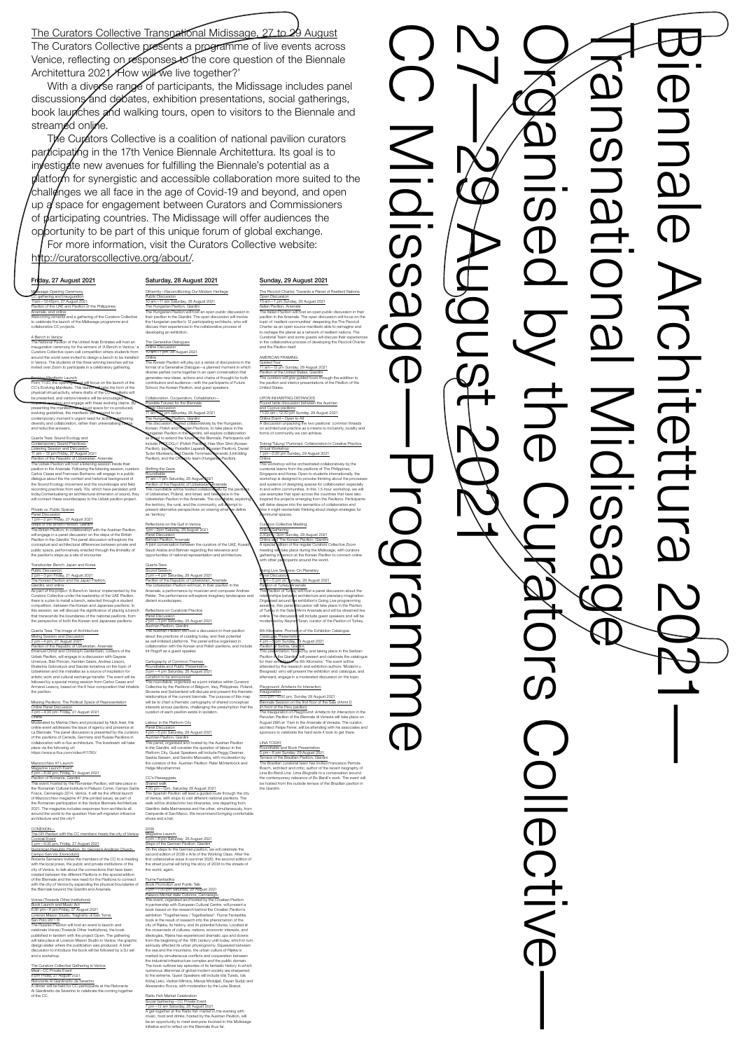# Biennale Architettura 2021—Transnational Midissage Organised by the Curators Collective—27—29 August 2021

# CC Midissage—Programme

The Curators Collective Transnational Midissage, 27 to 29 August

The Curators Collective presents a programme of live events across Venice, reflecting on responses to the core question of the Biennale Architettura 2021 'How will we live together?'

With a diverse range of participants, the Midissage includes panel discussions and debates, exhibition presentations, social gatherings, book launches and walking tours, open to visitors to the Biennale and streamed online.

The Curators Collective is a coalition of national pavilion curators participating in the 17th Venice Biennale Architettura. Its goal is to investigate new avenues for fulfilling the Biennale's potential as a platform for synergistic and accessible collaboration more suited to the challenges we all face in the age of Covid-19 and beyond, and open up a space for engagement between Curators and Commissioners of participating countries. The Midissage will offer audiences the opportunity to be part of this unique forum of global exchange.

For more information, visit the Curators Collective website: http://curatorscollective.org/about/.

## Friday, 27 August 2021

Midissage Opening Ceremony
CC gathering and inauguration
11am—12:45pm, 27 August 2021
Pavilion of the UAE and Pavilion of the Philippines, Arsenale, and online
Welcoming remarks and a gathering of the Curators Collective to celebrate the launch of the Midissage programme and collaborative CC projects.

A Bench in Venice
The National Pavilion of the United Arab Emirates will host an inauguration ceremony for the winners of 'A Bench in Venice,' a Curators Collective open-call competition where students from around the world were invited to design a bench to be installed in Venice. The students of the three winning benches will be invited over Zoom to participate in a celebratory gathering.

Evolving Manifesto Launch
From 11:30, the opening event will focus on the launch of the CC's Evolving Manifesto. This launch will take the form of the physical/virtual activity, where drafts of the CC manifesto will be presented, and visitors/viewers will be encouraged to respond, question and engage with these evolving claims. By presenting the manifesto as a shared space for co-produced, evolving guidelines, the manifesto will respond to our contemporary moment's urgent need for active questioning, diversity and collaboration, rather than universalising claims and reductive answers.

Quarta Tesa: Sound Ecology and Contemporary Sound Practices
Listening Session and Discussion
11 am – 12 pm Friday, 27 August 2021
Pavilion of the Republic of Uzbekistan, Arsenale
The Uzbek Pavilion will host a listening session inside their pavilion in the Arsenale. Following the listening session, curators Carlos Casas and Francesco Berhamo will engage in a public dialogue about the the context and historical background of the Sound Ecology movement and the soundscape and field recording practices from early 70s, which have persisted until today.Contextualising an architectural dimension of sound, they will connect these soundscapes to the Uzbek pavilion project.

Private vs. Public Spaces
Panel Discussion
1 pm—2 pm Friday, 27 August 2021
Steps of the British Pavilion, Giardini
The British Pavilion, in collaboration with the Austrian Pavilion, will engage in a panel discussion on the steps of the British Pavilion in the Giardini. The panel discussion will explore the conceptual and architectural differences between private and public space, performatively enacted through the liminality of the pavilion's steps as a site of encounter.

Transborder Bench: Japan and Korea
Public Discussion
2 pm—3 pm Friday, 27 August 2021
The Korean Pavilion and the Japan Pavilion, Giardini, and online
As part of the project 'A Bench in Venice' implemented by the Curators Collective under the leadership of the UAE Pavilion, there is a plan to install a bench, selected through a student competition, between the Korean and Japanese pavilions. In this session, we will discuss the significance of placing a bench that transcends the boundaries of the national pavilions, from the perspective of both the Korean and Japanese pavilions.

Quarta Tesa: The Image of Architecture
Mixing Session and Discussion
2 pm—4 pm, 27 August 2021
Pavilion of the Republic of Uzbekistan, Arsenale
Emanuel Christ and Christoph Gantenbein, curators of the Uzbek Pavilion, will engage in a discussion with Gayane Umerova, Bas Princen, Kersten Geers, Andrea Lissoni, Ekaterina Golovatyuk and Saodat Ismailova on the topic of Uzbekistan and the mahallas as a source of inspiration for artistic work and cultural exchange transfer. The event will be followed by a special mixing session from Carlos Casas and Armand Lesecq, based on the 8 hour composition that inhabits the pavilion.

Missing Pavilions: The Political Space of Representation
Online Panel Discussion
3 pm—4:30 pm, Friday, 27 August 2021
Online
Moderated by Marina Otero and produced by Nick Axel, this online event addresses the issue of agency and presence at La Biennale. The panel discussion is presented by the curators of the pavilions of Canada, Germany and Russia Pavilions in collaboration with e-flux architecture. The livestream will take place via the following url:
https://www.e-flux.com/video/411760/

Mazzocchio #7 Launch
Magazine Launch Event
5 pm—6:30 pm, Friday, 27 August 2021
Pavilion of Romania, Giardini
The event, hosted by the Romanian Pavilion, will take place in the Romanian Cultural Institute in Palazzo Correr, Campo Santa Fosca, Cannaregio 2214, Venice. It will be the official launch of Mazzocchio magazine #7 (the printed issue), as part of the Romanian participation in the Venice Biennale Architettura 2021. The magazine includes responses from architects all around the world to the question *How will migration influence architecture and the city?*

CONDIVION—
The DR Pavilion with the CC members meets the city of Venice
Cocktail Event
5 pm—6:30 pm, Friday, 27 August 2021
Dominican Republic Pavilion, St. George's Anglican Church, Campo San Vio (Dorsoduro)
Roberta Sarnataro invites the members of the CC to a meeting with the local press, the public and private institutions of the city of Venice, to talk about the connections that have been created between the different Pavilions in this special edition of the Biennale and the need for the Pavilions to connect with the city of Venice by expanding the physical boundaries of the Biennale beyond the Giardini and Arsenale.

Voices (Towards Other Institutions)
Book Launch and Music Act
6:30 pm—8 pm Friday, 27 August 2021
Lorenzo Mason Studio, Traghetto di San Toma, San Polo 2811 B
The Russian Pavilion will host an event to launch and celebrate Voices (Towards Other Institutions), the book published in tandem with the project Open. The gathering will take place at Lorenzo Mason Studio in Venice, the graphic design atelier where the publication was produced. A brief discussion to introduce the book will be followed by a DJ set and a workshop.

The Curators Collective Gathering in Venice
Meal—CC Private Event
8 pm Friday, 27 August 2021
Ristorante Al Giardinetto da Severino
A dinner will be held for CC participants at the Ristorante Al Giardinetto da Severino to celebrate the coming together of the CC.

## Saturday, 28 August 2021

Otherhity—Reconditioning Our Modern Heritage
Public Discussion
10 am—11 am Saturday, 28 August 2021
The Hungarian Pavilion, Giardini
The Hungarian Pavilion will host an open public discussion in their pavilion in the Giardini. The open discussion will involve the Hungarian pavilion's 12 participating architects, who will discuss their experiences in the collaborative process of developing an exhibition.

The Generative Dialogues
Online Discussion
10 am—1 pm, 28 August 2021
Online
The Korean Pavilion will play out a series of discussions in the format of a Generative Dialogue—a planned moment in which diverse parties come together in an open conversation that generates new ideas, actions and chains of thought for both contributors and audience—with the participants of Future School, the Korean Pavilion, and guest speakers.

Collaboration, Cooperation, Cohabitation—Possible Futures for the Biennale
Panel Discussion
11 am—12 pm Saturday, 28 August 2021
The Hungarian Pavilion, Giardini
The discussion, hosted collaboratively by the Hungarian, Korean, Polish and Russian Pavilions, to take place in the Hungarian Pavilion in the Giardini, will explore collaboration as a tool to extend the future of the Biennale. Participants will include PROLOG+1 (Polish Pavilion), Hae-Won Shin (Korean Pavilion), Ippolito Pestellini Laparelli (Russian Pavilion), Daniel Tudor Munteanu and Davide Tommaso Ferrando (Unfolding Pavilion), and the Otherity team (Hungarian Pavilion).

Shifting the Gaze
Roundtable
11 am—3 pm Saturday, 28 August 2021
Pavilion of the Republic of Uzbekistan, Arsenale
This roundtable will be hosted collaboratively by the pavilions of Uzbekistan, Poland, and Israel, and take place in the Uzbekistan Pavilion in the Arsenale. The roundtable, exploring the territory, the rural, and the community, will attempt to present alternative perspectives on viewing what we define as 'territory.'

Reflections on the Gulf in Venice
1pm—2pm Saturday, 28 August 2021
Panel Discussion
Bahrain Pavilion, Arsenale
A joint conversation between the curators of the UAE, Kuwait, Saudi Arabia and Bahrain regarding the relevance and opportunities of national representation and architecture.

Quarta Tesa
Sound Session
2 pm—4 pm Saturday, 28 August 2021
Pavilion of the Republic of Uzbekistan, Arsenale
The Uzbekistan Pavilion will host, in their pavilion in the Arsenale, a performance by musician and composer Andrew Pekler. The performance will explore imaginary landscapes and distant soundscapes.

Reflections on Curatorial Practice
Panel Discussion
2 pm—3 pm Saturday, 28 August 2021
Austrian Pavilion, Giardini
The Austrian Pavilion will host a discussion in their pavilion about the practices of curating today, and their potential as self-initiated platforms. The panel will be organised in collaboration with the Korean and Polish pavilions, and include Irit Rogoff as a guest speaker.

Cartography of Common Themes
Roundtable and Public Presentation
3 pm—4 pm Saturday, 28 August 2021
Location to be announced
This roundtable, organised as a joint initiative within Curators Collective by the Pavilions of Belgium, Iraq, Philippines, Poland, Slovenia and Switzerland will discuss and present the thematic relationships of the current biennale. The purpose of this map will be to chart a thematic cartography of shared conceptual interests across pavilions, challenging the presumption that the curation of each pavilion exists in isolation.

Labour in the Platform City
Panel Discussion
4 pm—5 pm Saturday, 28 August 2021
Austrian Pavilion, Giardini
This panel, organised and hosted by the Austrian Pavilion in the Giardini, will consider the question of labour in the Platform City. Guest Speakers will include Peggy Deamer, Saskia Sassen, and Sandro Mezzadra, with moderation by the curators of the Austrian Pavilion: Peter Mörtenböck and Helge Mooshammer.

CC's Passeggiata
Shared walk
4:30 pm—7pm, Saturday, 28 August 2021
The Spanish Pavilion will lead a guided route through the city of Venice, with stops to visit different national pavilions. The walk will be divided into two itineraries, one departing from Giardino della Marinaressa and the other, simultaneously, from Campiello di San Marco. We recommend bringing comfortable shoes and a hat.

2038
Magazine Launch
5 pm—6 pm Saturday, 28 August 2021
Steps of the German Pavilion, Giardini
On the steps to the German pavilion, we will celebrate the second edition of 2038 x Arts of the Working Class. After the first collaborative issue in summer 2020, the second edition of the street journal will bring the story of 2038 to the streets of the world, again.

Fiume Fantastika
Book Promotion and Public Talk
6 pm—7:30 pm Saturday, 28 August 2021
Palazzo Michiel dalle Colonne, Cannaregio
This event, organised and hosted by the Croatian Pavilion in partnership with European Cultural Centre, will present a book based on the research behind the Croatian Pavilion's exhibition "Togetherness / Togetherless". Fiume Fantastika book is the result of research into the phenomenon of the city of Rijeka, its history, and its potential futures. Located at the crossroads of cultures, nations, economic interests, and ideologies, Rijeka has experienced dramatic ups and downs from the beginning of the 18th century until today, which in turn seriously affected its urban physiognomy. Squeezed between the sea and the mountains, the urban culture of Rijeka is marked by simultaneous conflicts and cooperation between the industrial infrastructure complex and the public domain. The book outlines key episodes of its fantastic history in which numerous dilemmas of global modern society are sharpened to the extreme. Guest Speakers will include Ida Tunato, Ida Križaj Leko, Vedran Mimica, Maroje Mrduljaš, Dejan Sudjic and Alessandro Rocca, with moderation by the Luka Skansi.

Rialto Fish Market Celebration
Social Gathering—CC Private Event
7 pm—12 am Saturday, 28 August 2021
A get-together at the Rialto fish market in the evening with music, food and drinks, hosted by the Austrian Pavilion, will be an opportunity to meet everyone involved in this Midissage initiative and to reflect on the Biennale thus far.

## Sunday, 29 August 2021

The Piccolo Charter, Towards a Planet of Resilient Nations
Open Discussion
10 am—1 pm Sunday, 29 August 2021
Italian Pavilion, Arsenale
The Italian Pavilion will host an open public discussion in their pavilion in the Arsenale. The open discussion will focus on the topic of 'resilient communities' deepening the The Piccolo Charter as an open source manifesto able to reimagine and to reshape the planet as a network of resilient nations. The Curatorial Team and some guests will discuss their experiences in the collaborative process of developing the Picccolo Charter and the Pavilion itself.

AMERICAN FRAMING
Guided Tour
11 am—12 pm Sunday, 29 August 2021
Pavilion of the United States, Giardini
The curators will give guided tours through the addition to the pavilion and interior presentations of the Pavilion of the United States.

UPON INHABITING DISTANCES
Round table discussion between the Austrian and Cyprus pavilions
11:30 am—12:30 pm Sunday, 29 August 2021
Online Event—Open to All
A discussion unpacking the two pavilions' common threads on architectural practice as a means to inclusivity, locality and forms of community we can achieve.

Tolong/'Tulung' Pummaci: Collaboration in Creative Practice
Virtual Workshop
1 pm—2:30 pm Sunday, 29 August 2021
Online
This workshop will be orchestrated collaboratively by the curatorial teams from the pavilions of The Philippines, Singapore and Korea. Open to students internationally, the workshop is designed to provoke thinking about the processes and systems of designing spaces for collaboration especially in and within communities. In this 1.5-hour workshop, we will use examples that span across the countries that have also inspired the projects emerging from the Pavilions. Participants will delve deeper into the semantics of collaboration and how it might reorientate thinking about design strategies for communal spaces.

Curators Collective Meeting
Online Gathering
2:30 pm—3pm Sunday, 29 August 2021
Online and The Korean Pavilion, Giardini
A special edition of the regular Curators Collective Zoom meeting will take place during the Midissage, with curators gathering in person at the Korean Pavilion to connect online with other participants around the world.

Giving Live Seismic: On Planetary
Panel Discussion
3 pm—5 pm Sunday, 29 August 2021
Pavilion of Turkey, Arsenale
The Pavilion of Turkey will host a panel discussion about the relationships between architecture and planetary imagination. Organised around the exhibition's Giving Live programming sessions, this panel discussion will take place in the Pavilion of Turkey in the Sale d'Armi Arsenale and will be streamed live online. The discussion will include guest speakers and will be moderated by Neyran Turan, curator of the Pavilion of Turkey.

8th Kilometre: Promotion of the Exhibition Catalogue
Catalogue Presentation
4 pm—5 pm Sunday, 29 August 2021
Pavilion of Serbia, Giardini
This presentation, hosted by and taking place in the Serbian Pavilion in the Giardini, will present and celebrate the catalogue for their exhibition 'The 8th Kilometre.' The event will be attended by the research and exhibition authors 'Moderni u Beogradu' who will present the exhibition and catalogue, and afterward, engage in a moderated discussion on the topic.

Playground: Artefacts for Interaction
Inauguration
5 pm—5:30 pm, Sunday 29 August 2021
Biennale Session on the first floor of the Sala d'Armi D (in front of the Peru pavilion)
The Inauguration of *Playground: Artefacts for Interaction* in the Peruvian Pavilion of the Biennale di Venezia will take place on August 29th at 11am in the Arsenale di Venezia. The curator, architect Felipe Ferrer, will be attending with his associates and sponsors to celebrate the hard work it took to get there.

LINA TODAY
Roundtable and Book Presentation
5 pm—6 pm Sunday, 29 August 2021
Terrace of the Brazilian Pavilion, Giardini
The Brazilian curatorial team has invited Francesco Perrotta-Bosch, architect and critic, author of the recent biography of Lina Bo Bardi *Lina. Uma Biografia* to a conversation around the contemporary relevance of Bo Bardi's work. The event will be hosted from the outside terrace of the Brazilian pavilion in the Giardini.